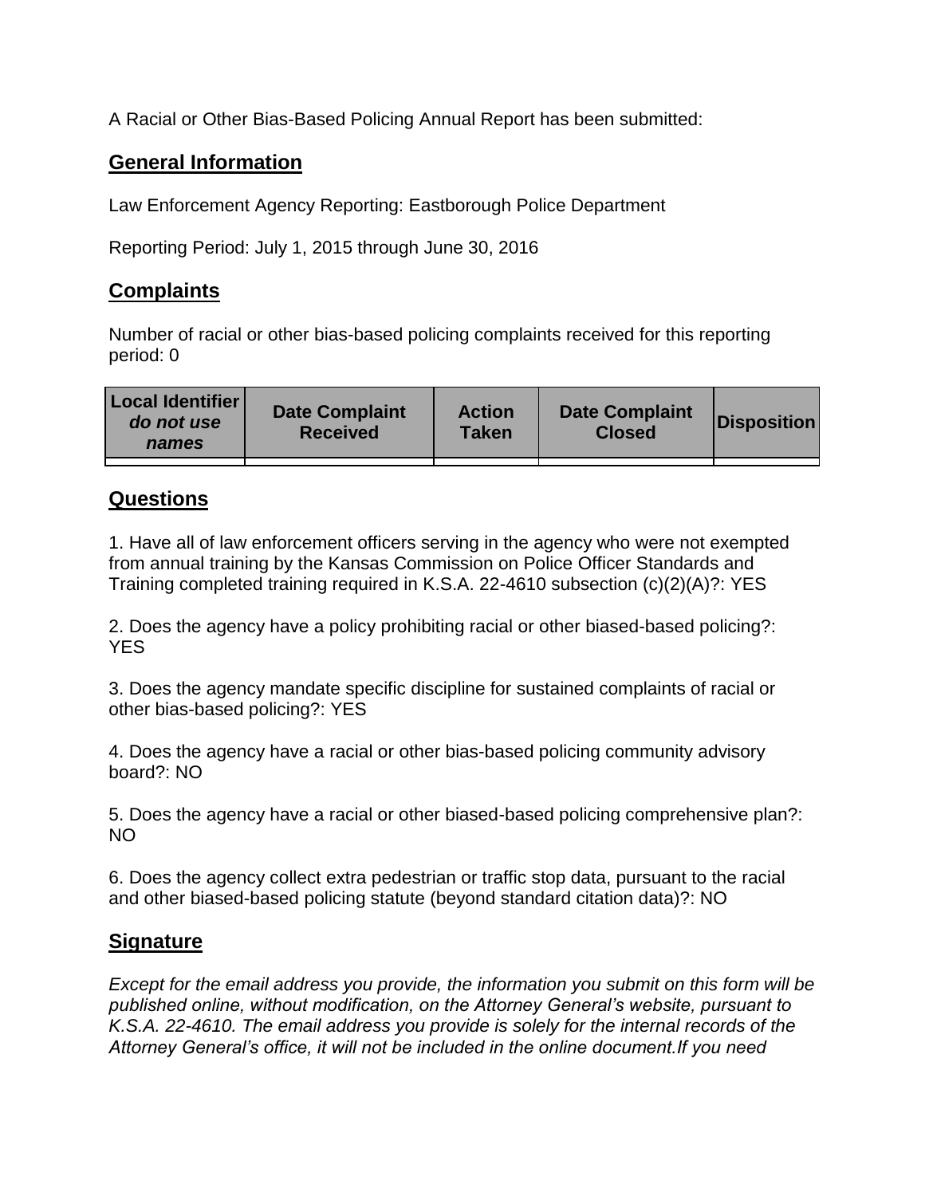A Racial or Other Bias-Based Policing Annual Report has been submitted:

## General Information

Law Enforcement Agency Reporting: Eastborough Police Department

Reporting Period: July 1, 2015 through June 30, 2016

## Complaints

Number of racial or other bias-based policing complaints received for this reporting period: 0

| Local Identifier *do not use names* | Date Complaint Received | Action Taken | Date Complaint Closed | Disposition |
|---|---|---|---|---|
| | | | | |

## Questions

1. Have all of law enforcement officers serving in the agency who were not exempted from annual training by the Kansas Commission on Police Officer Standards and Training completed training required in K.S.A. 22-4610 subsection (c)(2)(A)?: YES

2. Does the agency have a policy prohibiting racial or other biased-based policing?: YES

3. Does the agency mandate specific discipline for sustained complaints of racial or other bias-based policing?: YES

4. Does the agency have a racial or other bias-based policing community advisory board?: NO

5. Does the agency have a racial or other biased-based policing comprehensive plan?: NO

6. Does the agency collect extra pedestrian or traffic stop data, pursuant to the racial and other biased-based policing statute (beyond standard citation data)?: NO

## Signature

*Except for the email address you provide, the information you submit on this form will be published online, without modification, on the Attorney General's website, pursuant to K.S.A. 22-4610. The email address you provide is solely for the internal records of the Attorney General's office, it will not be included in the online document.If you need*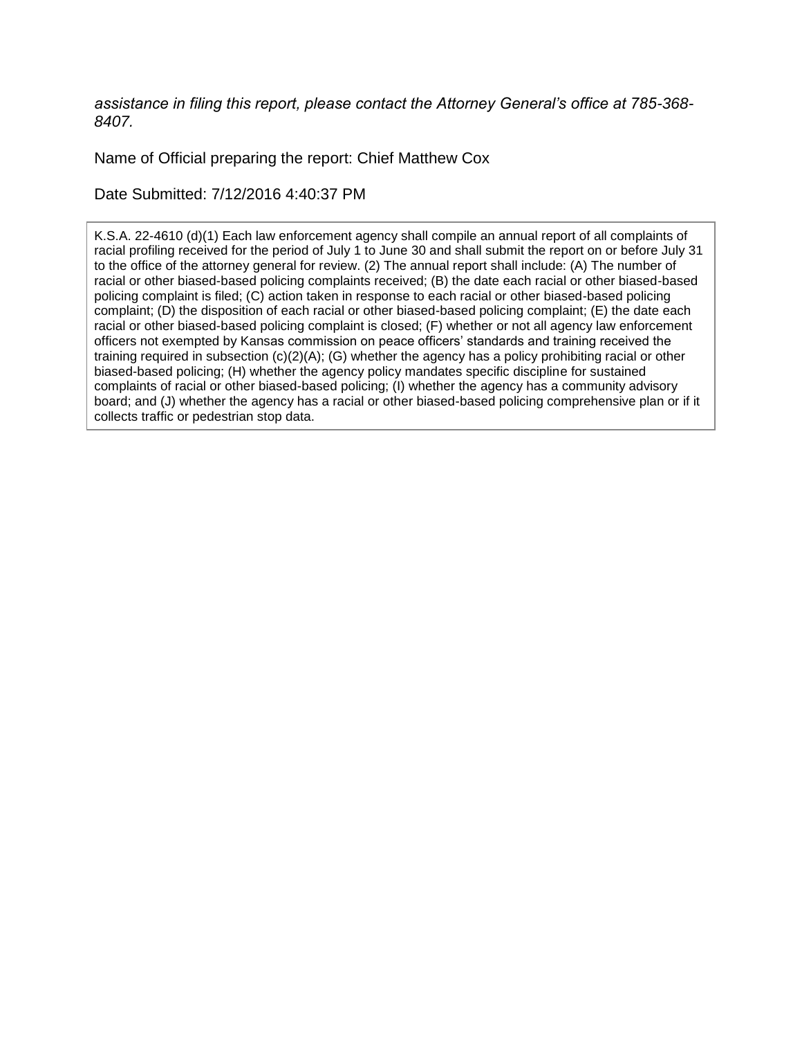*assistance in filing this report, please contact the Attorney General's office at 785-368-8407.*

Name of Official preparing the report: Chief Matthew Cox

Date Submitted: 7/12/2016 4:40:37 PM

K.S.A. 22-4610 (d)(1) Each law enforcement agency shall compile an annual report of all complaints of racial profiling received for the period of July 1 to June 30 and shall submit the report on or before July 31 to the office of the attorney general for review. (2) The annual report shall include: (A) The number of racial or other biased-based policing complaints received; (B) the date each racial or other biased-based policing complaint is filed; (C) action taken in response to each racial or other biased-based policing complaint; (D) the disposition of each racial or other biased-based policing complaint; (E) the date each racial or other biased-based policing complaint is closed; (F) whether or not all agency law enforcement officers not exempted by Kansas commission on peace officers' standards and training received the training required in subsection (c)(2)(A); (G) whether the agency has a policy prohibiting racial or other biased-based policing; (H) whether the agency policy mandates specific discipline for sustained complaints of racial or other biased-based policing; (I) whether the agency has a community advisory board; and (J) whether the agency has a racial or other biased-based policing comprehensive plan or if it collects traffic or pedestrian stop data.